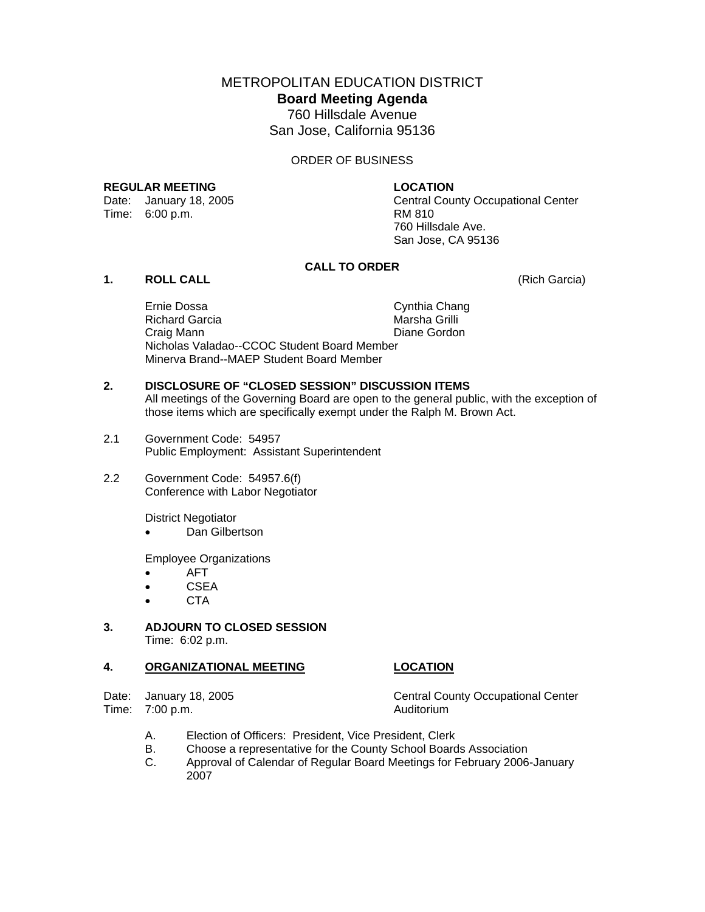# METROPOLITAN EDUCATION DISTRICT

## Board Meeting Agenda

760 Hillsdale Avenue
San Jose, California 95136

ORDER OF BUSINESS

**REGULAR MEETING**
Date: January 18, 2005
Time: 6:00 p.m.

**LOCATION**
Central County Occupational Center
RM 810
760 Hillsdale Ave.
San Jose, CA 95136

**CALL TO ORDER**

**1. ROLL CALL** (Rich Garcia)

Ernie Dossa
Richard Garcia
Craig Mann
Cynthia Chang
Marsha Grilli
Diane Gordon
Nicholas Valadao--CCOC Student Board Member
Minerva Brand--MAEP Student Board Member

**2. DISCLOSURE OF "CLOSED SESSION" DISCUSSION ITEMS**
All meetings of the Governing Board are open to the general public, with the exception of those items which are specifically exempt under the Ralph M. Brown Act.

2.1 Government Code: 54957
Public Employment: Assistant Superintendent

2.2 Government Code: 54957.6(f)
Conference with Labor Negotiator

District Negotiator

- Dan Gilbertson

Employee Organizations

- AFT
- CSEA
- CTA

**3. ADJOURN TO CLOSED SESSION**
Time: 6:02 p.m.

**4. <u>ORGANIZATIONAL MEETING</u>**

Date: January 18, 2005
Time: 7:00 p.m.

**<u>LOCATION</u>**
Central County Occupational Center
Auditorium

A. Election of Officers: President, Vice President, Clerk
B. Choose a representative for the County School Boards Association
C. Approval of Calendar of Regular Board Meetings for February 2006-January 2007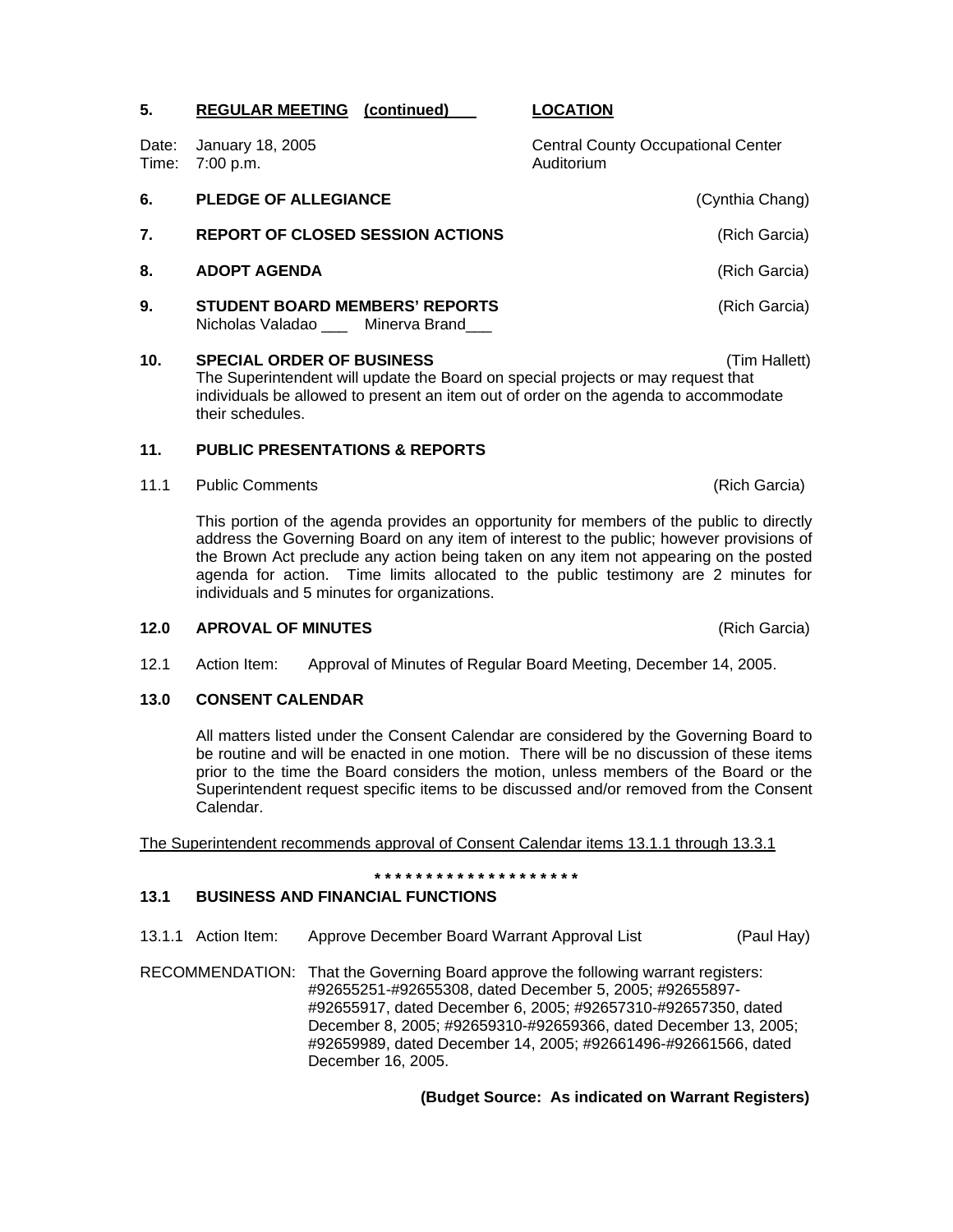**5. REGULAR MEETING (continued)** **LOCATION**

Date: January 18, 2005
Time: 7:00 p.m.

Central County Occupational Center
Auditorium

**6. PLEDGE OF ALLEGIANCE** (Cynthia Chang)

**7. REPORT OF CLOSED SESSION ACTIONS** (Rich Garcia)

**8. ADOPT AGENDA** (Rich Garcia)

**9. STUDENT BOARD MEMBERS' REPORTS** (Rich Garcia)
Nicholas Valadao ___ Minerva Brand___

**10. SPECIAL ORDER OF BUSINESS** (Tim Hallett)
The Superintendent will update the Board on special projects or may request that individuals be allowed to present an item out of order on the agenda to accommodate their schedules.

**11. PUBLIC PRESENTATIONS & REPORTS**

11.1 Public Comments (Rich Garcia)

This portion of the agenda provides an opportunity for members of the public to directly address the Governing Board on any item of interest to the public; however provisions of the Brown Act preclude any action being taken on any item not appearing on the posted agenda for action. Time limits allocated to the public testimony are 2 minutes for individuals and 5 minutes for organizations.

**12.0 APROVAL OF MINUTES** (Rich Garcia)

12.1 Action Item: Approval of Minutes of Regular Board Meeting, December 14, 2005.

**13.0 CONSENT CALENDAR**

All matters listed under the Consent Calendar are considered by the Governing Board to be routine and will be enacted in one motion. There will be no discussion of these items prior to the time the Board considers the motion, unless members of the Board or the Superintendent request specific items to be discussed and/or removed from the Consent Calendar.

The Superintendent recommends approval of Consent Calendar items 13.1.1 through 13.3.1

**\* \* \* \* \* \* \* \* \* \* \* \* \* \* \* \* \* \* \* \***

**13.1 BUSINESS AND FINANCIAL FUNCTIONS**

13.1.1 Action Item: Approve December Board Warrant Approval List (Paul Hay)

RECOMMENDATION: That the Governing Board approve the following warrant registers: #92655251-#92655308, dated December 5, 2005; #92655897-#92655917, dated December 6, 2005; #92657310-#92657350, dated December 8, 2005; #92659310-#92659366, dated December 13, 2005; #92659989, dated December 14, 2005; #92661496-#92661566, dated December 16, 2005.

**(Budget Source: As indicated on Warrant Registers)**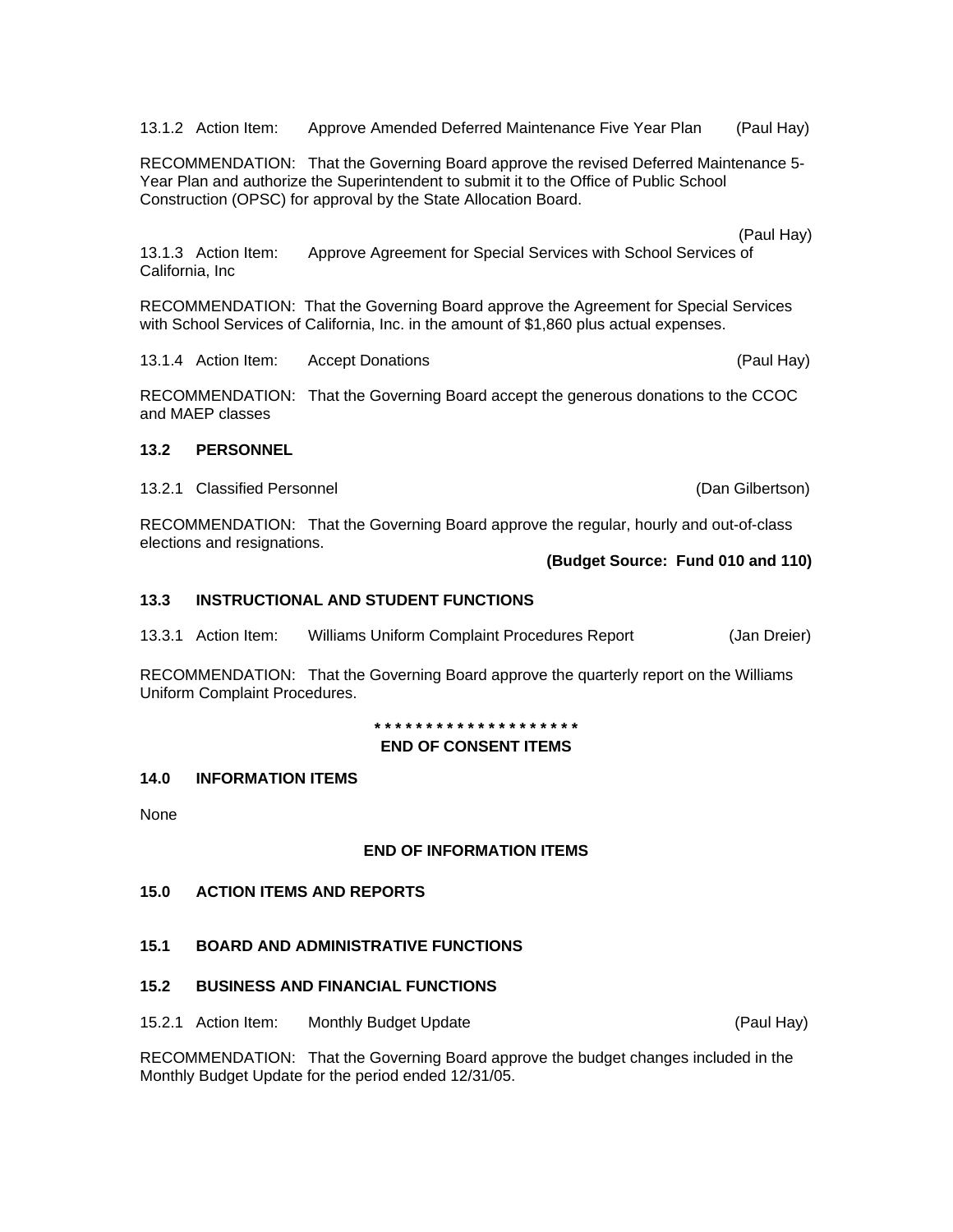13.1.2 Action Item: Approve Amended Deferred Maintenance Five Year Plan (Paul Hay)

RECOMMENDATION: That the Governing Board approve the revised Deferred Maintenance 5-Year Plan and authorize the Superintendent to submit it to the Office of Public School Construction (OPSC) for approval by the State Allocation Board.

13.1.3 Action Item: Approve Agreement for Special Services with School Services of California, Inc (Paul Hay)

RECOMMENDATION: That the Governing Board approve the Agreement for Special Services with School Services of California, Inc. in the amount of $1,860 plus actual expenses.

13.1.4 Action Item: Accept Donations (Paul Hay)

RECOMMENDATION: That the Governing Board accept the generous donations to the CCOC and MAEP classes

## 13.2 PERSONNEL

13.2.1 Classified Personnel (Dan Gilbertson)

RECOMMENDATION: That the Governing Board approve the regular, hourly and out-of-class elections and resignations.

**(Budget Source: Fund 010 and 110)**

## 13.3 INSTRUCTIONAL AND STUDENT FUNCTIONS

13.3.1 Action Item: Williams Uniform Complaint Procedures Report (Jan Dreier)

RECOMMENDATION: That the Governing Board approve the quarterly report on the Williams Uniform Complaint Procedures.

**\* \* \* \* \* \* \* \* \* \* \* \* \* \* \* \* \* \* \* \***

**END OF CONSENT ITEMS**

## 14.0 INFORMATION ITEMS

None

**END OF INFORMATION ITEMS**

## 15.0 ACTION ITEMS AND REPORTS

## 15.1 BOARD AND ADMINISTRATIVE FUNCTIONS

## 15.2 BUSINESS AND FINANCIAL FUNCTIONS

15.2.1 Action Item: Monthly Budget Update (Paul Hay)

RECOMMENDATION: That the Governing Board approve the budget changes included in the Monthly Budget Update for the period ended 12/31/05.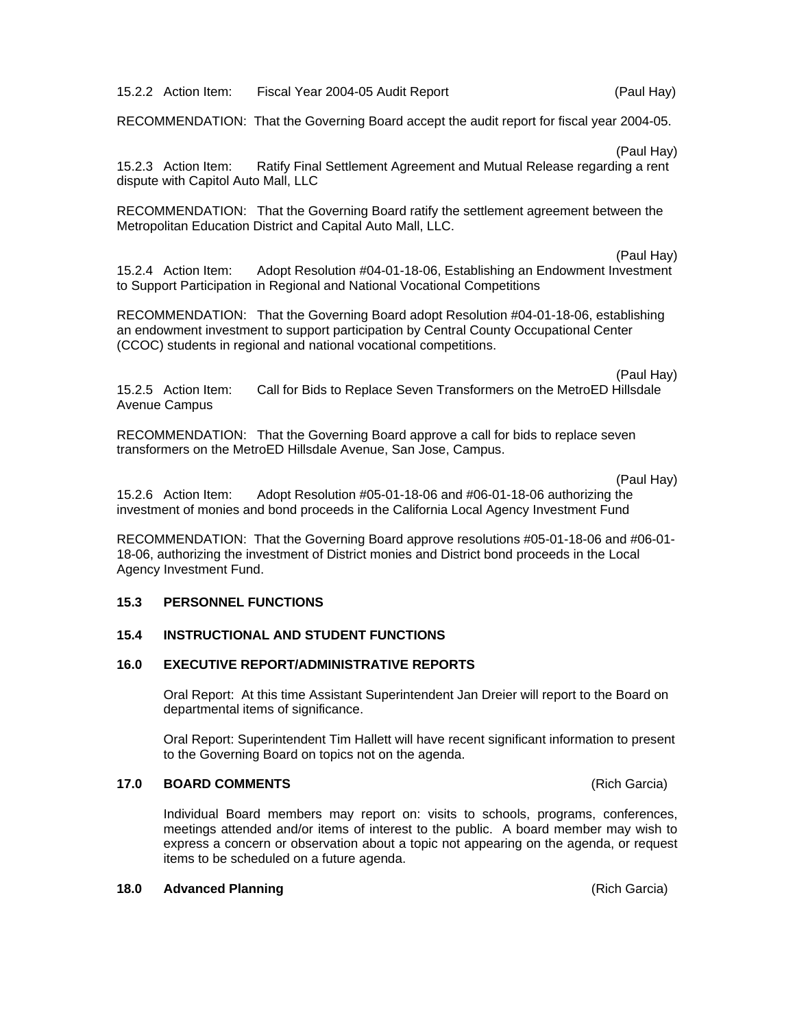15.2.2 Action Item: Fiscal Year 2004-05 Audit Report (Paul Hay)

RECOMMENDATION: That the Governing Board accept the audit report for fiscal year 2004-05.

(Paul Hay)

15.2.3 Action Item: Ratify Final Settlement Agreement and Mutual Release regarding a rent dispute with Capitol Auto Mall, LLC

RECOMMENDATION: That the Governing Board ratify the settlement agreement between the Metropolitan Education District and Capital Auto Mall, LLC.

(Paul Hay)

15.2.4 Action Item: Adopt Resolution #04-01-18-06, Establishing an Endowment Investment to Support Participation in Regional and National Vocational Competitions

RECOMMENDATION: That the Governing Board adopt Resolution #04-01-18-06, establishing an endowment investment to support participation by Central County Occupational Center (CCOC) students in regional and national vocational competitions.

(Paul Hay)

15.2.5 Action Item: Call for Bids to Replace Seven Transformers on the MetroED Hillsdale Avenue Campus

RECOMMENDATION: That the Governing Board approve a call for bids to replace seven transformers on the MetroED Hillsdale Avenue, San Jose, Campus.

(Paul Hay)

15.2.6 Action Item: Adopt Resolution #05-01-18-06 and #06-01-18-06 authorizing the investment of monies and bond proceeds in the California Local Agency Investment Fund

RECOMMENDATION: That the Governing Board approve resolutions #05-01-18-06 and #06-01-18-06, authorizing the investment of District monies and District bond proceeds in the Local Agency Investment Fund.

**15.3 PERSONNEL FUNCTIONS**

**15.4 INSTRUCTIONAL AND STUDENT FUNCTIONS**

**16.0 EXECUTIVE REPORT/ADMINISTRATIVE REPORTS**

Oral Report: At this time Assistant Superintendent Jan Dreier will report to the Board on departmental items of significance.

Oral Report: Superintendent Tim Hallett will have recent significant information to present to the Governing Board on topics not on the agenda.

**17.0 BOARD COMMENTS** (Rich Garcia)

Individual Board members may report on: visits to schools, programs, conferences, meetings attended and/or items of interest to the public. A board member may wish to express a concern or observation about a topic not appearing on the agenda, or request items to be scheduled on a future agenda.

**18.0 Advanced Planning** (Rich Garcia)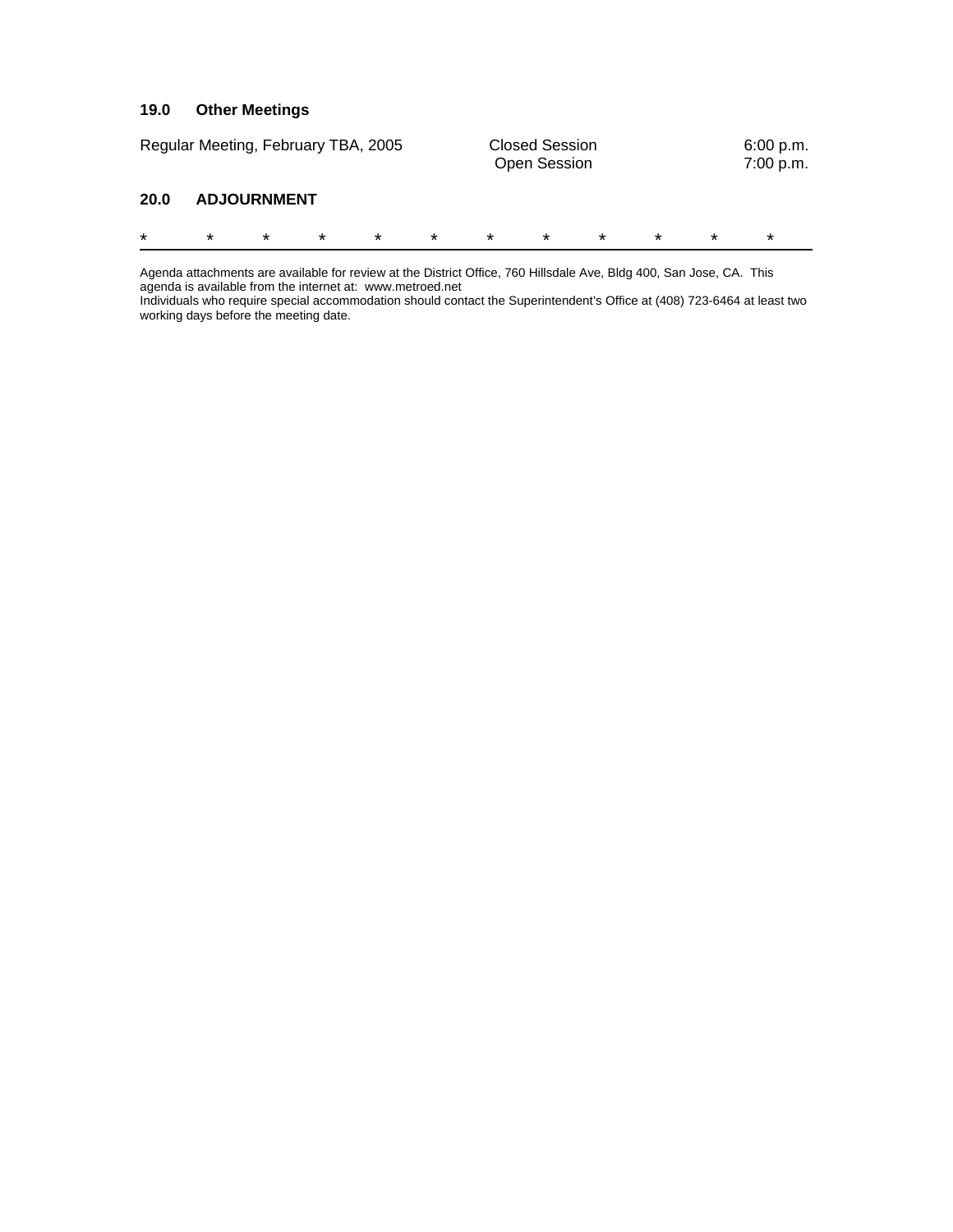## 19.0 Other Meetings

| | | |
|---|---|---|
| Regular Meeting, February TBA, 2005 | Closed Session | 6:00 p.m. |
| | Open Session | 7:00 p.m. |

## 20.0 ADJOURNMENT

*  *  *  *  *  *  *  *  *  *  *  *

---

Agenda attachments are available for review at the District Office, 760 Hillsdale Ave, Bldg 400, San Jose, CA. This agenda is available from the internet at: www.metroed.net

Individuals who require special accommodation should contact the Superintendent's Office at (408) 723-6464 at least two working days before the meeting date.